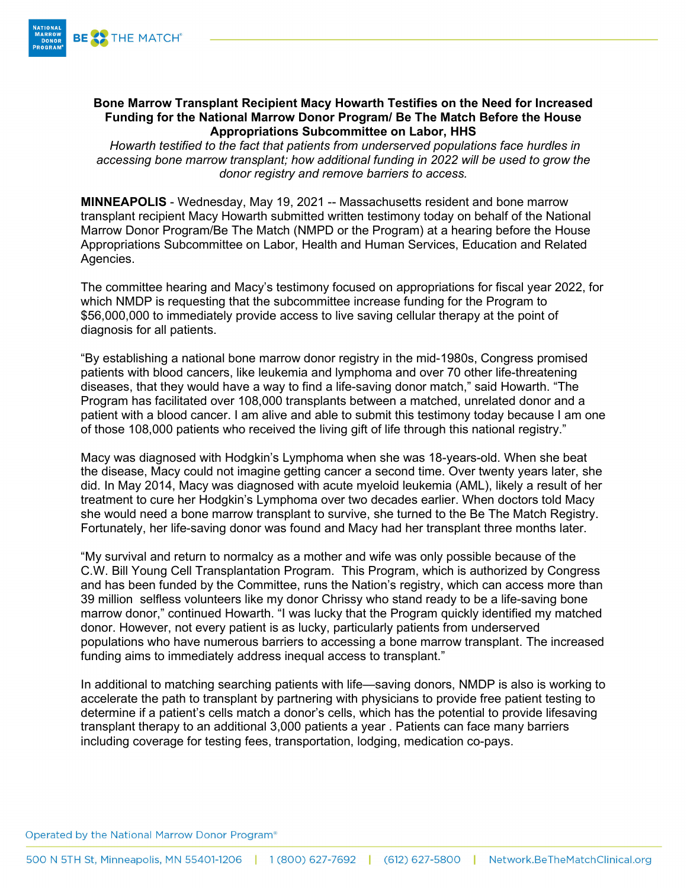# Bone Marrow Transplant Recipient Macy Howarth Testifies on the Need for Increased Funding for the National Marrow Donor Program/ Be The Match Before the House Appropriations Subcommittee on Labor, HHS

*Howarth testified to the fact that patients from underserved populations face hurdles in accessing bone marrow transplant; how additional funding in 2022 will be used to grow the donor registry and remove barriers to access.*

**MINNEAPOLIS** - Wednesday, May 19, 2021 -- Massachusetts resident and bone marrow transplant recipient Macy Howarth submitted written testimony today on behalf of the National Marrow Donor Program/Be The Match (NMPD or the Program) at a hearing before the House Appropriations Subcommittee on Labor, Health and Human Services, Education and Related Agencies.

The committee hearing and Macy's testimony focused on appropriations for fiscal year 2022, for which NMDP is requesting that the subcommittee increase funding for the Program to $56,000,000 to immediately provide access to live saving cellular therapy at the point of diagnosis for all patients.

"By establishing a national bone marrow donor registry in the mid-1980s, Congress promised patients with blood cancers, like leukemia and lymphoma and over 70 other life-threatening diseases, that they would have a way to find a life-saving donor match," said Howarth. "The Program has facilitated over 108,000 transplants between a matched, unrelated donor and a patient with a blood cancer. I am alive and able to submit this testimony today because I am one of those 108,000 patients who received the living gift of life through this national registry."

Macy was diagnosed with Hodgkin's Lymphoma when she was 18-years-old. When she beat the disease, Macy could not imagine getting cancer a second time. Over twenty years later, she did. In May 2014, Macy was diagnosed with acute myeloid leukemia (AML), likely a result of her treatment to cure her Hodgkin's Lymphoma over two decades earlier. When doctors told Macy she would need a bone marrow transplant to survive, she turned to the Be The Match Registry. Fortunately, her life-saving donor was found and Macy had her transplant three months later.

"My survival and return to normalcy as a mother and wife was only possible because of the C.W. Bill Young Cell Transplantation Program. This Program, which is authorized by Congress and has been funded by the Committee, runs the Nation's registry, which can access more than 39 million selfless volunteers like my donor Chrissy who stand ready to be a life-saving bone marrow donor," continued Howarth. "I was lucky that the Program quickly identified my matched donor. However, not every patient is as lucky, particularly patients from underserved populations who have numerous barriers to accessing a bone marrow transplant. The increased funding aims to immediately address inequal access to transplant."

In additional to matching searching patients with life—saving donors, NMDP is also is working to accelerate the path to transplant by partnering with physicians to provide free patient testing to determine if a patient's cells match a donor's cells, which has the potential to provide lifesaving transplant therapy to an additional 3,000 patients a year . Patients can face many barriers including coverage for testing fees, transportation, lodging, medication co-pays.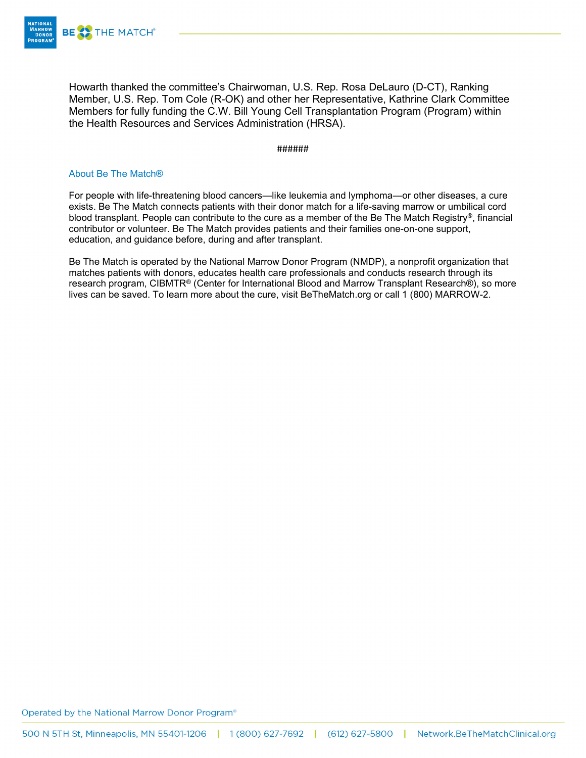Howarth thanked the committee's Chairwoman, U.S. Rep. Rosa DeLauro (D-CT), Ranking Member, U.S. Rep. Tom Cole (R-OK) and other her Representative, Kathrine Clark Committee Members for fully funding the C.W. Bill Young Cell Transplantation Program (Program) within the Health Resources and Services Administration (HRSA).

######

## About Be The Match®

For people with life-threatening blood cancers—like leukemia and lymphoma—or other diseases, a cure exists. Be The Match connects patients with their donor match for a life-saving marrow or umbilical cord blood transplant. People can contribute to the cure as a member of the Be The Match Registry®, financial contributor or volunteer. Be The Match provides patients and their families one-on-one support, education, and guidance before, during and after transplant.

Be The Match is operated by the National Marrow Donor Program (NMDP), a nonprofit organization that matches patients with donors, educates health care professionals and conducts research through its research program, CIBMTR® (Center for International Blood and Marrow Transplant Research®), so more lives can be saved. To learn more about the cure, visit BeTheMatch.org or call 1 (800) MARROW-2.